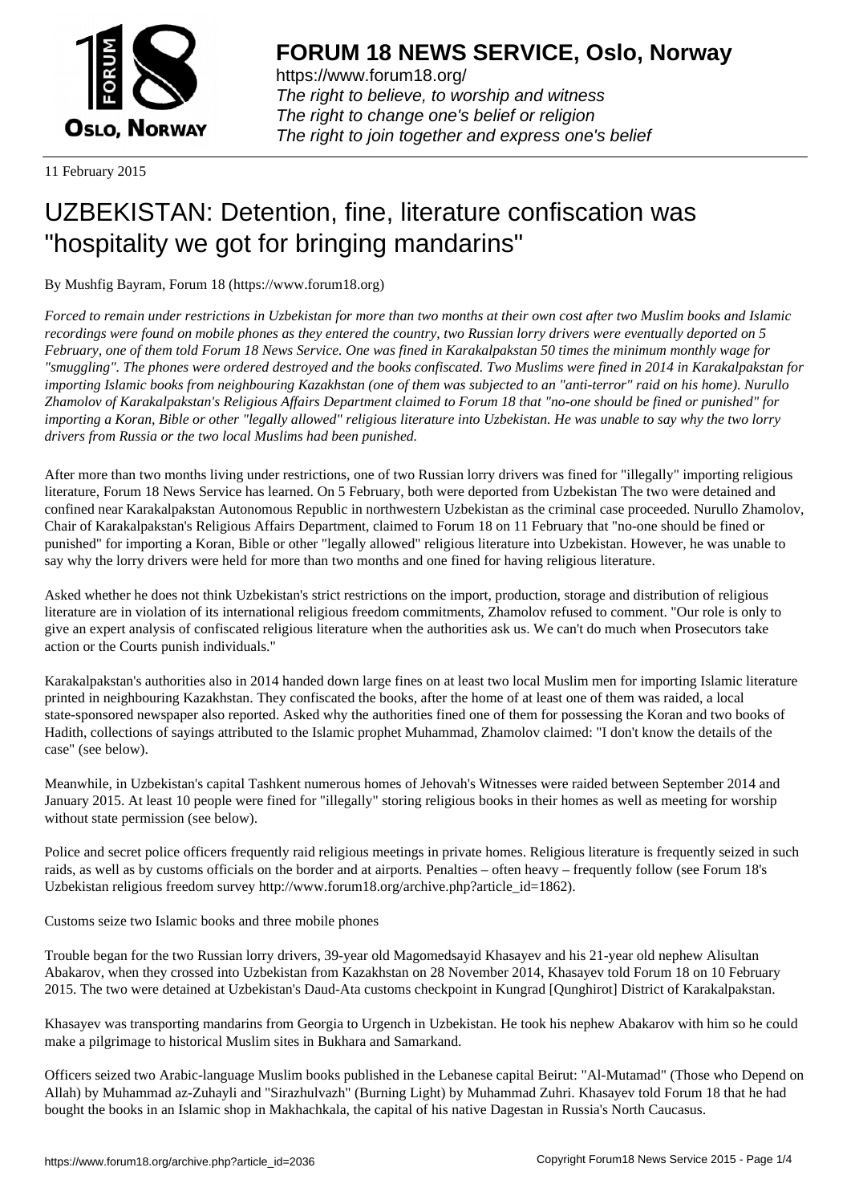**FORUM 18 NEWS SERVICE, Oslo, Norway**

https://www.forum18.org/
*The right to believe, to worship and witness*
*The right to change one's belief or religion*
*The right to join together and express one's belief*

11 February 2015

# UZBEKISTAN: Detention, fine, literature confiscation was "hospitality we got for bringing mandarins"

By Mushfig Bayram, Forum 18 (https://www.forum18.org)

*Forced to remain under restrictions in Uzbekistan for more than two months at their own cost after two Muslim books and Islamic recordings were found on mobile phones as they entered the country, two Russian lorry drivers were eventually deported on 5 February, one of them told Forum 18 News Service. One was fined in Karakalpakstan 50 times the minimum monthly wage for "smuggling". The phones were ordered destroyed and the books confiscated. Two Muslims were fined in 2014 in Karakalpakstan for importing Islamic books from neighbouring Kazakhstan (one of them was subjected to an "anti-terror" raid on his home). Nurullo Zhamolov of Karakalpakstan's Religious Affairs Department claimed to Forum 18 that "no-one should be fined or punished" for importing a Koran, Bible or other "legally allowed" religious literature into Uzbekistan. He was unable to say why the two lorry drivers from Russia or the two local Muslims had been punished.*

After more than two months living under restrictions, one of two Russian lorry drivers was fined for "illegally" importing religious literature, Forum 18 News Service has learned. On 5 February, both were deported from Uzbekistan The two were detained and confined near Karakalpakstan Autonomous Republic in northwestern Uzbekistan as the criminal case proceeded. Nurullo Zhamolov, Chair of Karakalpakstan's Religious Affairs Department, claimed to Forum 18 on 11 February that "no-one should be fined or punished" for importing a Koran, Bible or other "legally allowed" religious literature into Uzbekistan. However, he was unable to say why the lorry drivers were held for more than two months and one fined for having religious literature.

Asked whether he does not think Uzbekistan's strict restrictions on the import, production, storage and distribution of religious literature are in violation of its international religious freedom commitments, Zhamolov refused to comment. "Our role is only to give an expert analysis of confiscated religious literature when the authorities ask us. We can't do much when Prosecutors take action or the Courts punish individuals."

Karakalpakstan's authorities also in 2014 handed down large fines on at least two local Muslim men for importing Islamic literature printed in neighbouring Kazakhstan. They confiscated the books, after the home of at least one of them was raided, a local state-sponsored newspaper also reported. Asked why the authorities fined one of them for possessing the Koran and two books of Hadith, collections of sayings attributed to the Islamic prophet Muhammad, Zhamolov claimed: "I don't know the details of the case" (see below).

Meanwhile, in Uzbekistan's capital Tashkent numerous homes of Jehovah's Witnesses were raided between September 2014 and January 2015. At least 10 people were fined for "illegally" storing religious books in their homes as well as meeting for worship without state permission (see below).

Police and secret police officers frequently raid religious meetings in private homes. Religious literature is frequently seized in such raids, as well as by customs officials on the border and at airports. Penalties – often heavy – frequently follow (see Forum 18's Uzbekistan religious freedom survey http://www.forum18.org/archive.php?article_id=1862).

## Customs seize two Islamic books and three mobile phones

Trouble began for the two Russian lorry drivers, 39-year old Magomedsayid Khasayev and his 21-year old nephew Alisultan Abakarov, when they crossed into Uzbekistan from Kazakhstan on 28 November 2014, Khasayev told Forum 18 on 10 February 2015. The two were detained at Uzbekistan's Daud-Ata customs checkpoint in Kungrad [Qunghirot] District of Karakalpakstan.

Khasayev was transporting mandarins from Georgia to Urgench in Uzbekistan. He took his nephew Abakarov with him so he could make a pilgrimage to historical Muslim sites in Bukhara and Samarkand.

Officers seized two Arabic-language Muslim books published in the Lebanese capital Beirut: "Al-Mutamad" (Those who Depend on Allah) by Muhammad az-Zuhayli and "Sirazhulvazh" (Burning Light) by Muhammad Zuhri. Khasayev told Forum 18 that he had bought the books in an Islamic shop in Makhachkala, the capital of his native Dagestan in Russia's North Caucasus.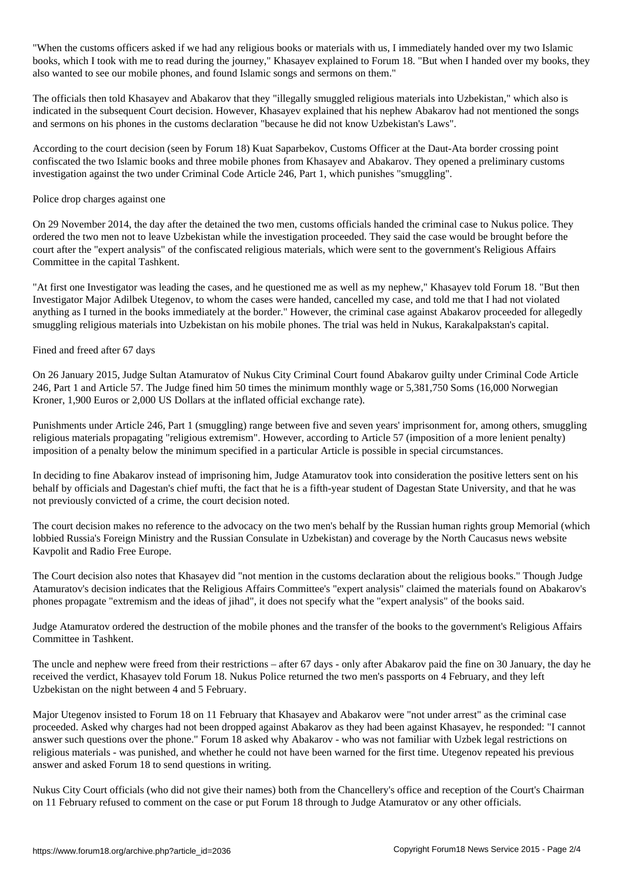"When the customs officers asked if we had any religious books or materials with us, I immediately handed over my two Islamic books, which I took with me to read during the journey," Khasayev explained to Forum 18. "But when I handed over my books, they also wanted to see our mobile phones, and found Islamic songs and sermons on them."

The officials then told Khasayev and Abakarov that they "illegally smuggled religious materials into Uzbekistan," which also is indicated in the subsequent Court decision. However, Khasayev explained that his nephew Abakarov had not mentioned the songs and sermons on his phones in the customs declaration "because he did not know Uzbekistan's Laws".

According to the court decision (seen by Forum 18) Kuat Saparbekov, Customs Officer at the Daut-Ata border crossing point confiscated the two Islamic books and three mobile phones from Khasayev and Abakarov. They opened a preliminary customs investigation against the two under Criminal Code Article 246, Part 1, which punishes "smuggling".

## Police drop charges against one

On 29 November 2014, the day after the detained the two men, customs officials handed the criminal case to Nukus police. They ordered the two men not to leave Uzbekistan while the investigation proceeded. They said the case would be brought before the court after the "expert analysis" of the confiscated religious materials, which were sent to the government's Religious Affairs Committee in the capital Tashkent.

"At first one Investigator was leading the cases, and he questioned me as well as my nephew," Khasayev told Forum 18. "But then Investigator Major Adilbek Utegenov, to whom the cases were handed, cancelled my case, and told me that I had not violated anything as I turned in the books immediately at the border." However, the criminal case against Abakarov proceeded for allegedly smuggling religious materials into Uzbekistan on his mobile phones. The trial was held in Nukus, Karakalpakstan's capital.

## Fined and freed after 67 days

On 26 January 2015, Judge Sultan Atamuratov of Nukus City Criminal Court found Abakarov guilty under Criminal Code Article 246, Part 1 and Article 57. The Judge fined him 50 times the minimum monthly wage or 5,381,750 Soms (16,000 Norwegian Kroner, 1,900 Euros or 2,000 US Dollars at the inflated official exchange rate).

Punishments under Article 246, Part 1 (smuggling) range between five and seven years' imprisonment for, among others, smuggling religious materials propagating "religious extremism". However, according to Article 57 (imposition of a more lenient penalty) imposition of a penalty below the minimum specified in a particular Article is possible in special circumstances.

In deciding to fine Abakarov instead of imprisoning him, Judge Atamuratov took into consideration the positive letters sent on his behalf by officials and Dagestan's chief mufti, the fact that he is a fifth-year student of Dagestan State University, and that he was not previously convicted of a crime, the court decision noted.

The court decision makes no reference to the advocacy on the two men's behalf by the Russian human rights group Memorial (which lobbied Russia's Foreign Ministry and the Russian Consulate in Uzbekistan) and coverage by the North Caucasus news website Kavpolit and Radio Free Europe.

The Court decision also notes that Khasayev did "not mention in the customs declaration about the religious books." Though Judge Atamuratov's decision indicates that the Religious Affairs Committee's "expert analysis" claimed the materials found on Abakarov's phones propagate "extremism and the ideas of jihad", it does not specify what the "expert analysis" of the books said.

Judge Atamuratov ordered the destruction of the mobile phones and the transfer of the books to the government's Religious Affairs Committee in Tashkent.

The uncle and nephew were freed from their restrictions – after 67 days - only after Abakarov paid the fine on 30 January, the day he received the verdict, Khasayev told Forum 18. Nukus Police returned the two men's passports on 4 February, and they left Uzbekistan on the night between 4 and 5 February.

Major Utegenov insisted to Forum 18 on 11 February that Khasayev and Abakarov were "not under arrest" as the criminal case proceeded. Asked why charges had not been dropped against Abakarov as they had been against Khasayev, he responded: "I cannot answer such questions over the phone." Forum 18 asked why Abakarov - who was not familiar with Uzbek legal restrictions on religious materials - was punished, and whether he could not have been warned for the first time. Utegenov repeated his previous answer and asked Forum 18 to send questions in writing.

Nukus City Court officials (who did not give their names) both from the Chancellery's office and reception of the Court's Chairman on 11 February refused to comment on the case or put Forum 18 through to Judge Atamuratov or any other officials.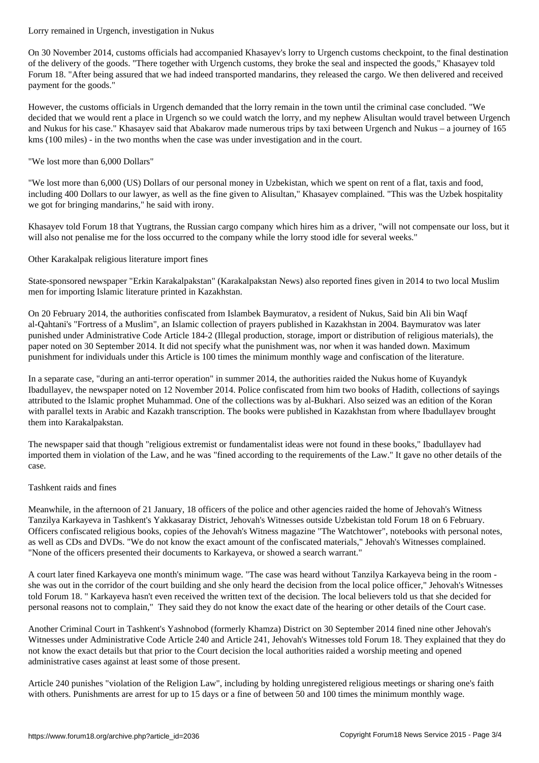## Lorry remained in Urgench, investigation in Nukus

On 30 November 2014, customs officials had accompanied Khasayev's lorry to Urgench customs checkpoint, to the final destination of the delivery of the goods. "There together with Urgench customs, they broke the seal and inspected the goods," Khasayev told Forum 18. "After being assured that we had indeed transported mandarins, they released the cargo. We then delivered and received payment for the goods."

However, the customs officials in Urgench demanded that the lorry remain in the town until the criminal case concluded. "We decided that we would rent a place in Urgench so we could watch the lorry, and my nephew Alisultan would travel between Urgench and Nukus for his case." Khasayev said that Abakarov made numerous trips by taxi between Urgench and Nukus – a journey of 165 kms (100 miles) - in the two months when the case was under investigation and in the court.

## "We lost more than 6,000 Dollars"

"We lost more than 6,000 (US) Dollars of our personal money in Uzbekistan, which we spent on rent of a flat, taxis and food, including 400 Dollars to our lawyer, as well as the fine given to Alisultan," Khasayev complained. "This was the Uzbek hospitality we got for bringing mandarins," he said with irony.

Khasayev told Forum 18 that Yugtrans, the Russian cargo company which hires him as a driver, "will not compensate our loss, but it will also not penalise me for the loss occurred to the company while the lorry stood idle for several weeks."

## Other Karakalpak religious literature import fines

State-sponsored newspaper "Erkin Karakalpakstan" (Karakalpakstan News) also reported fines given in 2014 to two local Muslim men for importing Islamic literature printed in Kazakhstan.

On 20 February 2014, the authorities confiscated from Islambek Baymuratov, a resident of Nukus, Said bin Ali bin Waqf al-Qahtani's "Fortress of a Muslim", an Islamic collection of prayers published in Kazakhstan in 2004. Baymuratov was later punished under Administrative Code Article 184-2 (Illegal production, storage, import or distribution of religious materials), the paper noted on 30 September 2014. It did not specify what the punishment was, nor when it was handed down. Maximum punishment for individuals under this Article is 100 times the minimum monthly wage and confiscation of the literature.

In a separate case, "during an anti-terror operation" in summer 2014, the authorities raided the Nukus home of Kuyandyk Ibadullayev, the newspaper noted on 12 November 2014. Police confiscated from him two books of Hadith, collections of sayings attributed to the Islamic prophet Muhammad. One of the collections was by al-Bukhari. Also seized was an edition of the Koran with parallel texts in Arabic and Kazakh transcription. The books were published in Kazakhstan from where Ibadullayev brought them into Karakalpakstan.

The newspaper said that though "religious extremist or fundamentalist ideas were not found in these books," Ibadullayev had imported them in violation of the Law, and he was "fined according to the requirements of the Law." It gave no other details of the case.

## Tashkent raids and fines

Meanwhile, in the afternoon of 21 January, 18 officers of the police and other agencies raided the home of Jehovah's Witness Tanzilya Karkayeva in Tashkent's Yakkasaray District, Jehovah's Witnesses outside Uzbekistan told Forum 18 on 6 February. Officers confiscated religious books, copies of the Jehovah's Witness magazine "The Watchtower", notebooks with personal notes, as well as CDs and DVDs. "We do not know the exact amount of the confiscated materials," Jehovah's Witnesses complained. "None of the officers presented their documents to Karkayeva, or showed a search warrant."

A court later fined Karkayeva one month's minimum wage. "The case was heard without Tanzilya Karkayeva being in the room - she was out in the corridor of the court building and she only heard the decision from the local police officer," Jehovah's Witnesses told Forum 18. " Karkayeva hasn't even received the written text of the decision. The local believers told us that she decided for personal reasons not to complain," They said they do not know the exact date of the hearing or other details of the Court case.

Another Criminal Court in Tashkent's Yashnobod (formerly Khamza) District on 30 September 2014 fined nine other Jehovah's Witnesses under Administrative Code Article 240 and Article 241, Jehovah's Witnesses told Forum 18. They explained that they do not know the exact details but that prior to the Court decision the local authorities raided a worship meeting and opened administrative cases against at least some of those present.

Article 240 punishes "violation of the Religion Law", including by holding unregistered religious meetings or sharing one's faith with others. Punishments are arrest for up to 15 days or a fine of between 50 and 100 times the minimum monthly wage.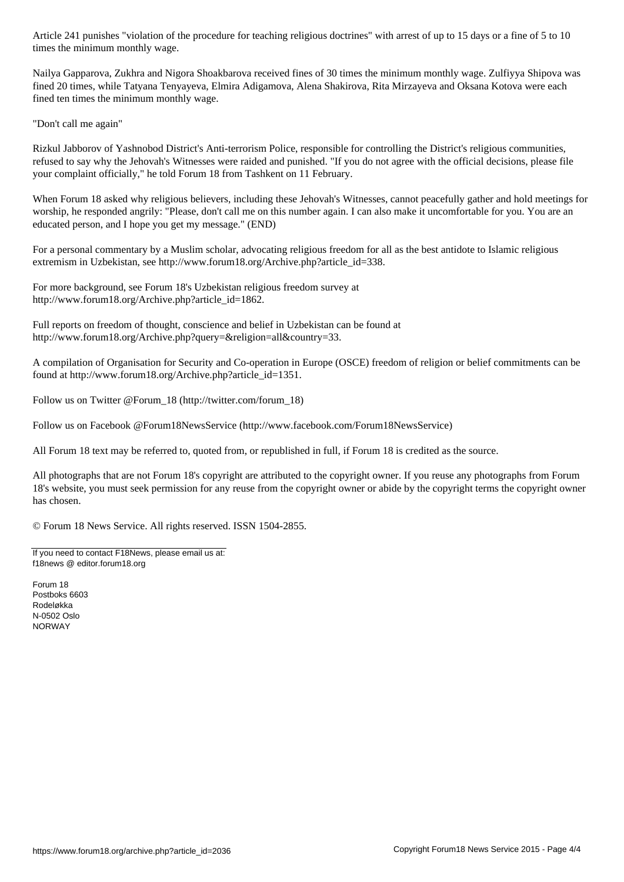Article 241 punishes "violation of the procedure for teaching religious doctrines" with arrest of up to 15 days or a fine of 5 to 10 times the minimum monthly wage.

Nailya Gapparova, Zukhra and Nigora Shoakbarova received fines of 30 times the minimum monthly wage. Zulfiyya Shipova was fined 20 times, while Tatyana Tenyayeva, Elmira Adigamova, Alena Shakirova, Rita Mirzayeva and Oksana Kotova were each fined ten times the minimum monthly wage.

"Don't call me again"

Rizkul Jabborov of Yashnobod District's Anti-terrorism Police, responsible for controlling the District's religious communities, refused to say why the Jehovah's Witnesses were raided and punished. "If you do not agree with the official decisions, please file your complaint officially," he told Forum 18 from Tashkent on 11 February.

When Forum 18 asked why religious believers, including these Jehovah's Witnesses, cannot peacefully gather and hold meetings for worship, he responded angrily: "Please, don't call me on this number again. I can also make it uncomfortable for you. You are an educated person, and I hope you get my message." (END)

For a personal commentary by a Muslim scholar, advocating religious freedom for all as the best antidote to Islamic religious extremism in Uzbekistan, see http://www.forum18.org/Archive.php?article_id=338.

For more background, see Forum 18's Uzbekistan religious freedom survey at http://www.forum18.org/Archive.php?article_id=1862.

Full reports on freedom of thought, conscience and belief in Uzbekistan can be found at http://www.forum18.org/Archive.php?query=&religion=all&country=33.

A compilation of Organisation for Security and Co-operation in Europe (OSCE) freedom of religion or belief commitments can be found at http://www.forum18.org/Archive.php?article_id=1351.

Follow us on Twitter @Forum_18 (http://twitter.com/forum_18)

Follow us on Facebook @Forum18NewsService (http://www.facebook.com/Forum18NewsService)

All Forum 18 text may be referred to, quoted from, or republished in full, if Forum 18 is credited as the source.

All photographs that are not Forum 18's copyright are attributed to the copyright owner. If you reuse any photographs from Forum 18's website, you must seek permission for any reuse from the copyright owner or abide by the copyright terms the copyright owner has chosen.

© Forum 18 News Service. All rights reserved. ISSN 1504-2855.

If you need to contact F18News, please email us at:
f18news @ editor.forum18.org

Forum 18
Postboks 6603
Rodeløkka
N-0502 Oslo
NORWAY